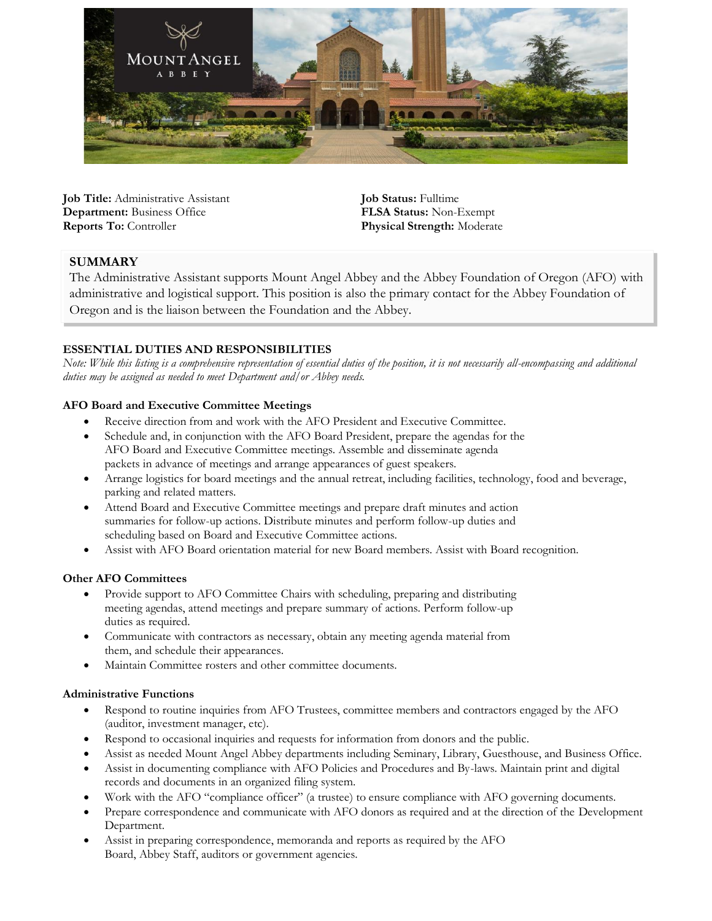**Job Title:** Administrative Assistant
**Department:** Business Office
**Reports To:** Controller

**Job Status:** Fulltime
**FLSA Status:** Non-Exempt
**Physical Strength:** Moderate

## SUMMARY

The Administrative Assistant supports Mount Angel Abbey and the Abbey Foundation of Oregon (AFO) with administrative and logistical support. This position is also the primary contact for the Abbey Foundation of Oregon and is the liaison between the Foundation and the Abbey.

## ESSENTIAL DUTIES AND RESPONSIBILITIES

*Note: While this listing is a comprehensive representation of essential duties of the position, it is not necessarily all-encompassing and additional duties may be assigned as needed to meet Department and/or Abbey needs.*

### AFO Board and Executive Committee Meetings

- Receive direction from and work with the AFO President and Executive Committee.
- Schedule and, in conjunction with the AFO Board President, prepare the agendas for the AFO Board and Executive Committee meetings. Assemble and disseminate agenda packets in advance of meetings and arrange appearances of guest speakers.
- Arrange logistics for board meetings and the annual retreat, including facilities, technology, food and beverage, parking and related matters.
- Attend Board and Executive Committee meetings and prepare draft minutes and action summaries for follow-up actions. Distribute minutes and perform follow-up duties and scheduling based on Board and Executive Committee actions.
- Assist with AFO Board orientation material for new Board members. Assist with Board recognition.

### Other AFO Committees

- Provide support to AFO Committee Chairs with scheduling, preparing and distributing meeting agendas, attend meetings and prepare summary of actions. Perform follow-up duties as required.
- Communicate with contractors as necessary, obtain any meeting agenda material from them, and schedule their appearances.
- Maintain Committee rosters and other committee documents.

### Administrative Functions

- Respond to routine inquiries from AFO Trustees, committee members and contractors engaged by the AFO (auditor, investment manager, etc).
- Respond to occasional inquiries and requests for information from donors and the public.
- Assist as needed Mount Angel Abbey departments including Seminary, Library, Guesthouse, and Business Office.
- Assist in documenting compliance with AFO Policies and Procedures and By-laws. Maintain print and digital records and documents in an organized filing system.
- Work with the AFO "compliance officer" (a trustee) to ensure compliance with AFO governing documents.
- Prepare correspondence and communicate with AFO donors as required and at the direction of the Development Department.
- Assist in preparing correspondence, memoranda and reports as required by the AFO Board, Abbey Staff, auditors or government agencies.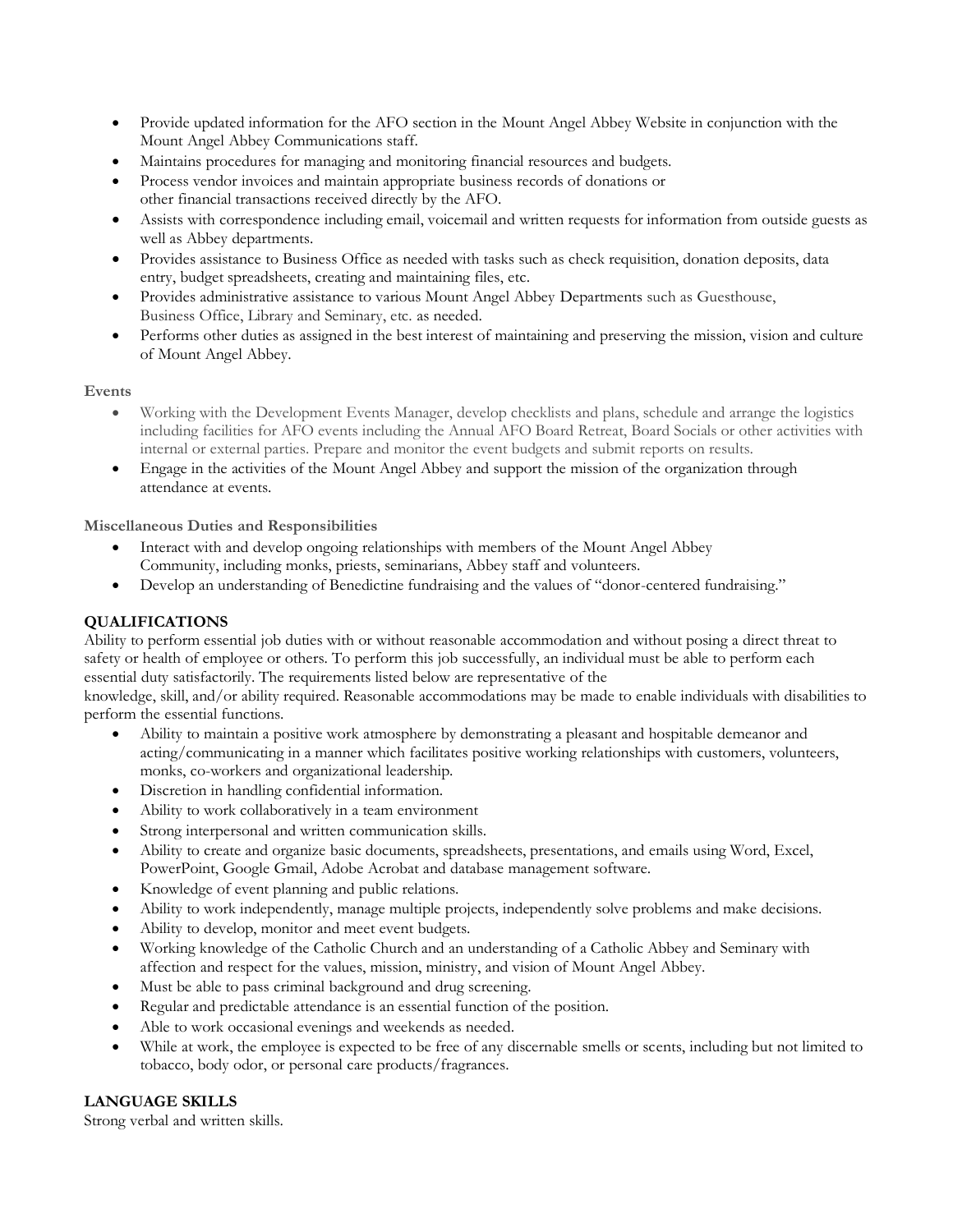- Provide updated information for the AFO section in the Mount Angel Abbey Website in conjunction with the Mount Angel Abbey Communications staff.
- Maintains procedures for managing and monitoring financial resources and budgets.
- Process vendor invoices and maintain appropriate business records of donations or other financial transactions received directly by the AFO.
- Assists with correspondence including email, voicemail and written requests for information from outside guests as well as Abbey departments.
- Provides assistance to Business Office as needed with tasks such as check requisition, donation deposits, data entry, budget spreadsheets, creating and maintaining files, etc.
- Provides administrative assistance to various Mount Angel Abbey Departments such as Guesthouse, Business Office, Library and Seminary, etc. as needed.
- Performs other duties as assigned in the best interest of maintaining and preserving the mission, vision and culture of Mount Angel Abbey.

**Events**

- Working with the Development Events Manager, develop checklists and plans, schedule and arrange the logistics including facilities for AFO events including the Annual AFO Board Retreat, Board Socials or other activities with internal or external parties. Prepare and monitor the event budgets and submit reports on results.
- Engage in the activities of the Mount Angel Abbey and support the mission of the organization through attendance at events.

**Miscellaneous Duties and Responsibilities**

- Interact with and develop ongoing relationships with members of the Mount Angel Abbey Community, including monks, priests, seminarians, Abbey staff and volunteers.
- Develop an understanding of Benedictine fundraising and the values of "donor-centered fundraising."

## QUALIFICATIONS

Ability to perform essential job duties with or without reasonable accommodation and without posing a direct threat to safety or health of employee or others. To perform this job successfully, an individual must be able to perform each essential duty satisfactorily. The requirements listed below are representative of the knowledge, skill, and/or ability required. Reasonable accommodations may be made to enable individuals with disabilities to perform the essential functions.

- Ability to maintain a positive work atmosphere by demonstrating a pleasant and hospitable demeanor and acting/communicating in a manner which facilitates positive working relationships with customers, volunteers, monks, co-workers and organizational leadership.
- Discretion in handling confidential information.
- Ability to work collaboratively in a team environment
- Strong interpersonal and written communication skills.
- Ability to create and organize basic documents, spreadsheets, presentations, and emails using Word, Excel, PowerPoint, Google Gmail, Adobe Acrobat and database management software.
- Knowledge of event planning and public relations.
- Ability to work independently, manage multiple projects, independently solve problems and make decisions.
- Ability to develop, monitor and meet event budgets.
- Working knowledge of the Catholic Church and an understanding of a Catholic Abbey and Seminary with affection and respect for the values, mission, ministry, and vision of Mount Angel Abbey.
- Must be able to pass criminal background and drug screening.
- Regular and predictable attendance is an essential function of the position.
- Able to work occasional evenings and weekends as needed.
- While at work, the employee is expected to be free of any discernable smells or scents, including but not limited to tobacco, body odor, or personal care products/fragrances.

## LANGUAGE SKILLS

Strong verbal and written skills.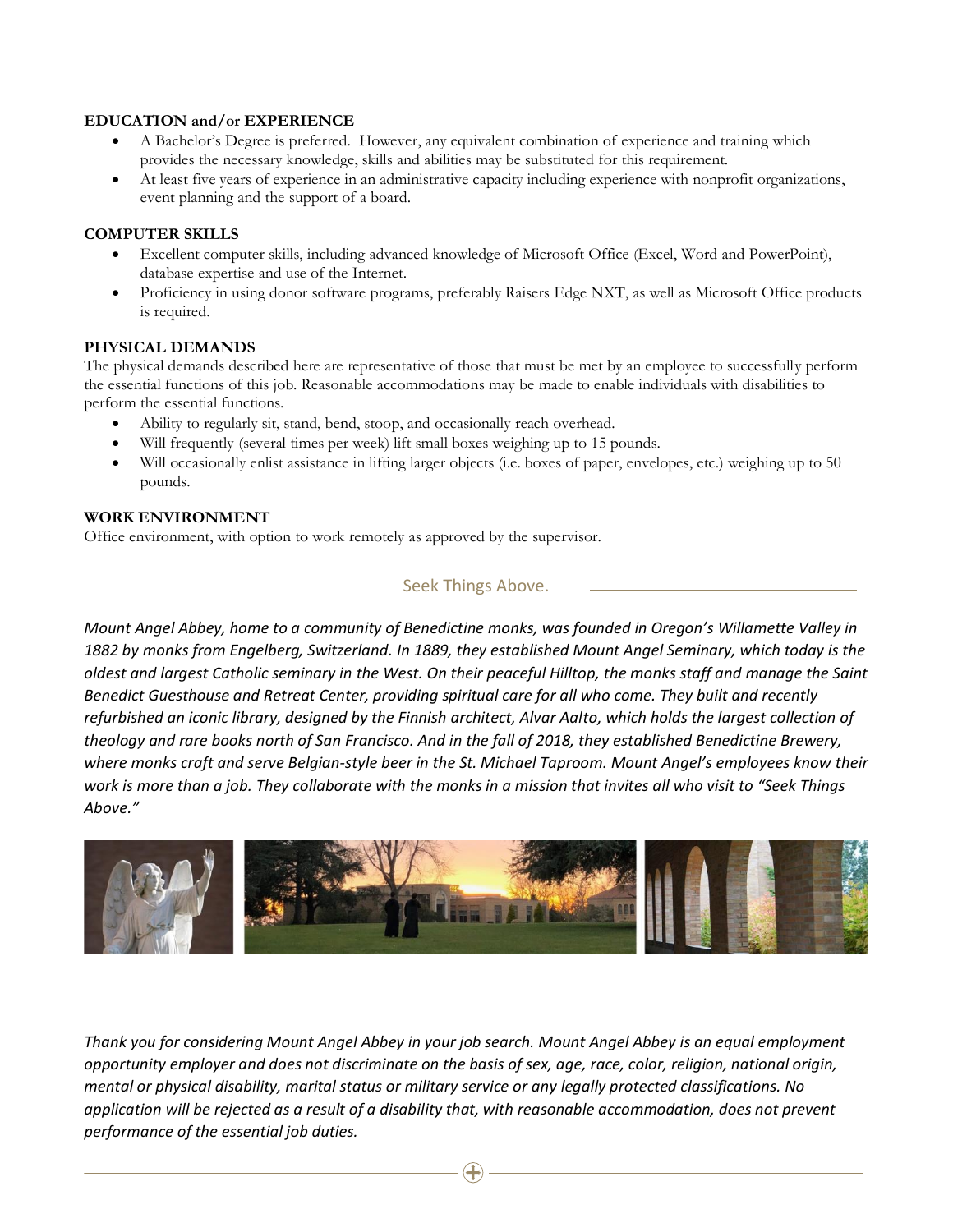**EDUCATION and/or EXPERIENCE**

- A Bachelor's Degree is preferred. However, any equivalent combination of experience and training which provides the necessary knowledge, skills and abilities may be substituted for this requirement.
- At least five years of experience in an administrative capacity including experience with nonprofit organizations, event planning and the support of a board.

**COMPUTER SKILLS**

- Excellent computer skills, including advanced knowledge of Microsoft Office (Excel, Word and PowerPoint), database expertise and use of the Internet.
- Proficiency in using donor software programs, preferably Raisers Edge NXT, as well as Microsoft Office products is required.

**PHYSICAL DEMANDS**

The physical demands described here are representative of those that must be met by an employee to successfully perform the essential functions of this job. Reasonable accommodations may be made to enable individuals with disabilities to perform the essential functions.

- Ability to regularly sit, stand, bend, stoop, and occasionally reach overhead.
- Will frequently (several times per week) lift small boxes weighing up to 15 pounds.
- Will occasionally enlist assistance in lifting larger objects (i.e. boxes of paper, envelopes, etc.) weighing up to 50 pounds.

**WORK ENVIRONMENT**

Office environment, with option to work remotely as approved by the supervisor.

Seek Things Above.

*Mount Angel Abbey, home to a community of Benedictine monks, was founded in Oregon's Willamette Valley in 1882 by monks from Engelberg, Switzerland. In 1889, they established Mount Angel Seminary, which today is the oldest and largest Catholic seminary in the West. On their peaceful Hilltop, the monks staff and manage the Saint Benedict Guesthouse and Retreat Center, providing spiritual care for all who come. They built and recently refurbished an iconic library, designed by the Finnish architect, Alvar Aalto, which holds the largest collection of theology and rare books north of San Francisco. And in the fall of 2018, they established Benedictine Brewery, where monks craft and serve Belgian-style beer in the St. Michael Taproom. Mount Angel's employees know their work is more than a job. They collaborate with the monks in a mission that invites all who visit to "Seek Things Above."*

*Thank you for considering Mount Angel Abbey in your job search. Mount Angel Abbey is an equal employment opportunity employer and does not discriminate on the basis of sex, age, race, color, religion, national origin, mental or physical disability, marital status or military service or any legally protected classifications. No application will be rejected as a result of a disability that, with reasonable accommodation, does not prevent performance of the essential job duties.*